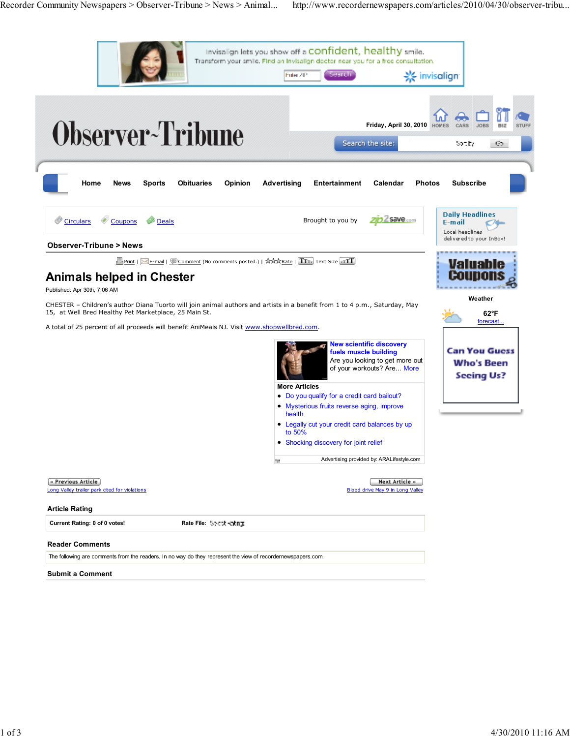# Observer-Tribune

Friday, April 30, 2010

Home | News | Sports | Obituaries | Opinion | Advertising | Entertainment | Calendar | Photos | Subscribe

Circulars | Coupons | Deals

Brought to you by zip2save.com

**Observer-Tribune > News**

Print | E-mail | Comment (No comments posted.) | Rate | Text Size

## Animals helped in Chester

Published: Apr 30th, 7:06 AM

CHESTER – Children's author Diana Tuorto will join animal authors and artists in a benefit from 1 to 4 p.m., Saturday, May 15, at Well Bred Healthy Pet Marketplace, 25 Main St.

A total of 25 percent of all proceeds will benefit AniMeals NJ. Visit www.shopwellbred.com.

**New scientific discovery fuels muscle building**
Are you looking to get more out of your workouts? Are... More

**More Articles**

- Do you qualify for a credit card bailout?
- Mysterious fruits reverse aging, improve health
- Legally cut your credit card balances by up to 50%
- Shocking discovery for joint relief

Advertising provided by: ARALifestyle.com

« Previous Article: Long Valley trailer park cited for violations

Next Article »: Blood drive May 9 in Long Valley

### Article Rating

**Current Rating: 0 of 0 votes!** | **Rate File:**

### Reader Comments

The following are comments from the readers. In no way do they represent the view of recordernewspapers.com.

### Submit a Comment

Daily Headlines E-mail
Local headlines delivered to your InBox!

Valuable Coupons

**Weather**

62°F
forecast...

Can You Guess Who's Been Seeing Us?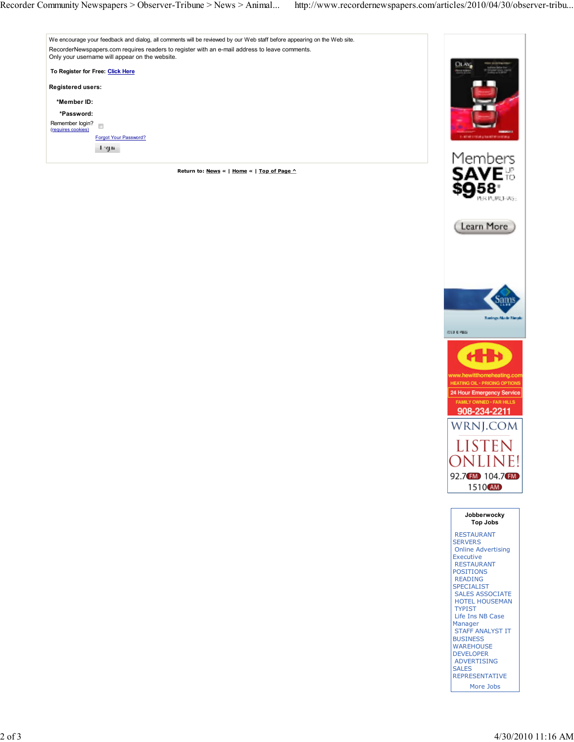We encourage your feedback and dialog, all comments will be reviewed by our Web staff before appearing on the Web site.

RecorderNewspapers.com requires readers to register with an e-mail address to leave comments.
Only your username will appear on the website.

**To Register for Free:** Click Here

**Registered users:**

***Member ID:**

***Password:**

Remember login?
(requires cookies)

Forgot Your Password?

Login

**Return to:** News « | Home « | Top of Page ^

Members SAVE UP TO $958* PER PURCHASE

Learn More

Sam's Club

www.hewitthomeheating.com
HEATING OIL · PRICING OPTIONS
24 Hour Emergency Service
FAMILY OWNED · FAR HILLS
908-234-2211

WRNJ.COM
LISTEN ONLINE!
92.7 FM 104.7 FM
1510 AM

**Jobberwocky Top Jobs**

- RESTAURANT SERVERS
- Online Advertising Executive
- RESTAURANT POSITIONS
- READING SPECIALIST
- SALES ASSOCIATE
- HOTEL HOUSEMAN
- TYPIST
- Life Ins NB Case Manager
- STAFF ANALYST IT BUSINESS
- WAREHOUSE DEVELOPER
- ADVERTISING SALES REPRESENTATIVE

More Jobs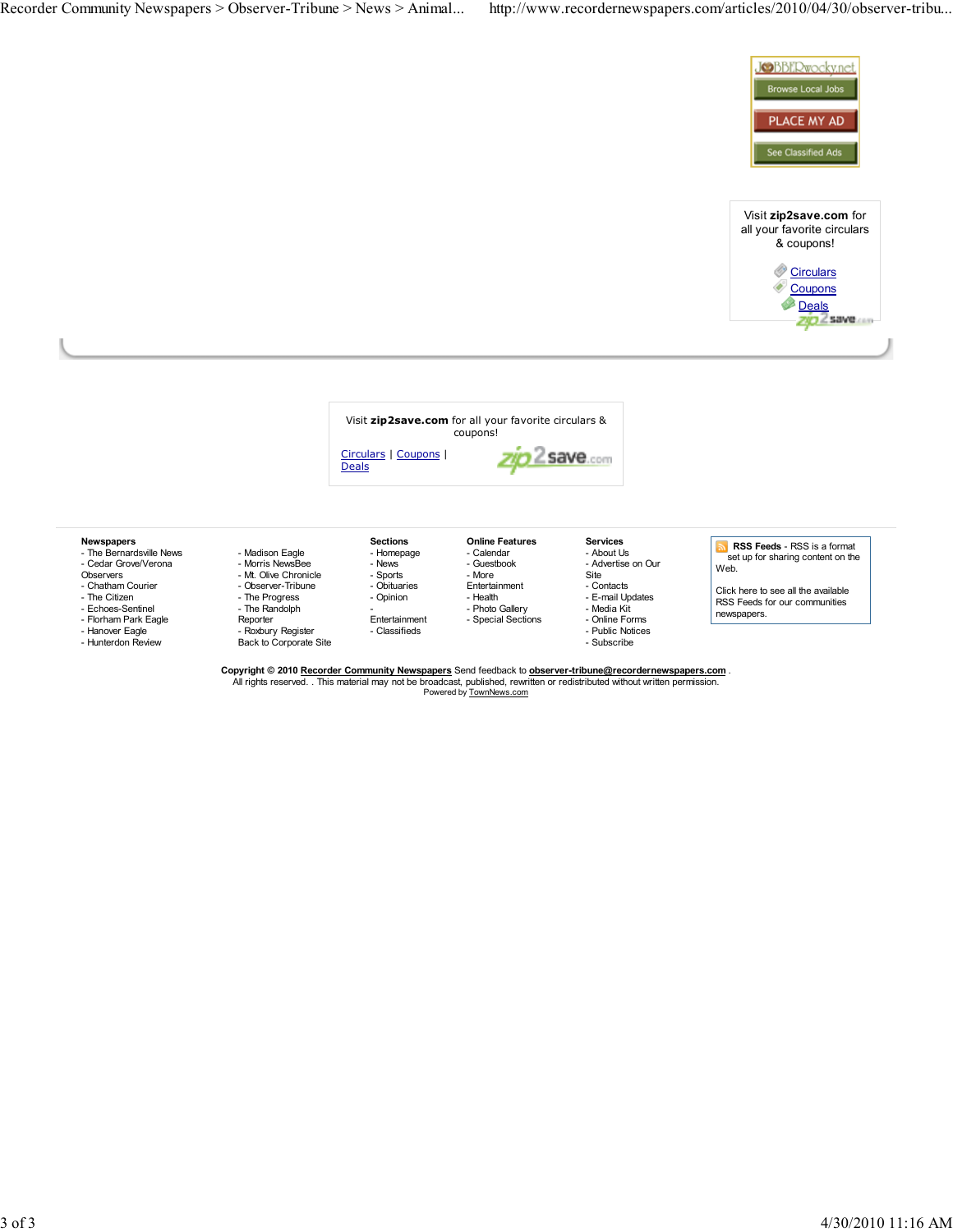Browse Local Jobs

PLACE MY AD

See Classified Ads

Visit **zip2save.com** for all your favorite circulars & coupons!

Circulars
Coupons
Deals

Visit **zip2save.com** for all your favorite circulars & coupons!

Circulars | Coupons | Deals

**Newspapers**
- The Bernardsville News
- Cedar Grove/Verona Observers
- Chatham Courier
- The Citizen
- Echoes-Sentinel
- Florham Park Eagle
- Hanover Eagle
- Hunterdon Review
- Madison Eagle
- Morris NewsBee
- Mt. Olive Chronicle
- Observer-Tribune
- The Progress
- The Randolph Reporter
- Roxbury Register

Back to Corporate Site

**Sections**
- Homepage
- News
- Sports
- Obituaries
- Opinion
- Entertainment
- Classifieds

**Online Features**
- Calendar
- Guestbook
- More Entertainment
- Health
- Photo Gallery
- Special Sections

**Services**
- About Us
- Advertise on Our Site
- Contacts
- E-mail Updates
- Media Kit
- Online Forms
- Public Notices
- Subscribe

**RSS Feeds** - RSS is a format set up for sharing content on the Web.

Click here to see all the available RSS Feeds for our communities newspapers.

**Copyright © 2010 Recorder Community Newspapers** Send feedback to **observer-tribune@recordernewspapers.com** .
All rights reserved. . This material may not be broadcast, published, rewritten or redistributed without written permission.
Powered by TownNews.com